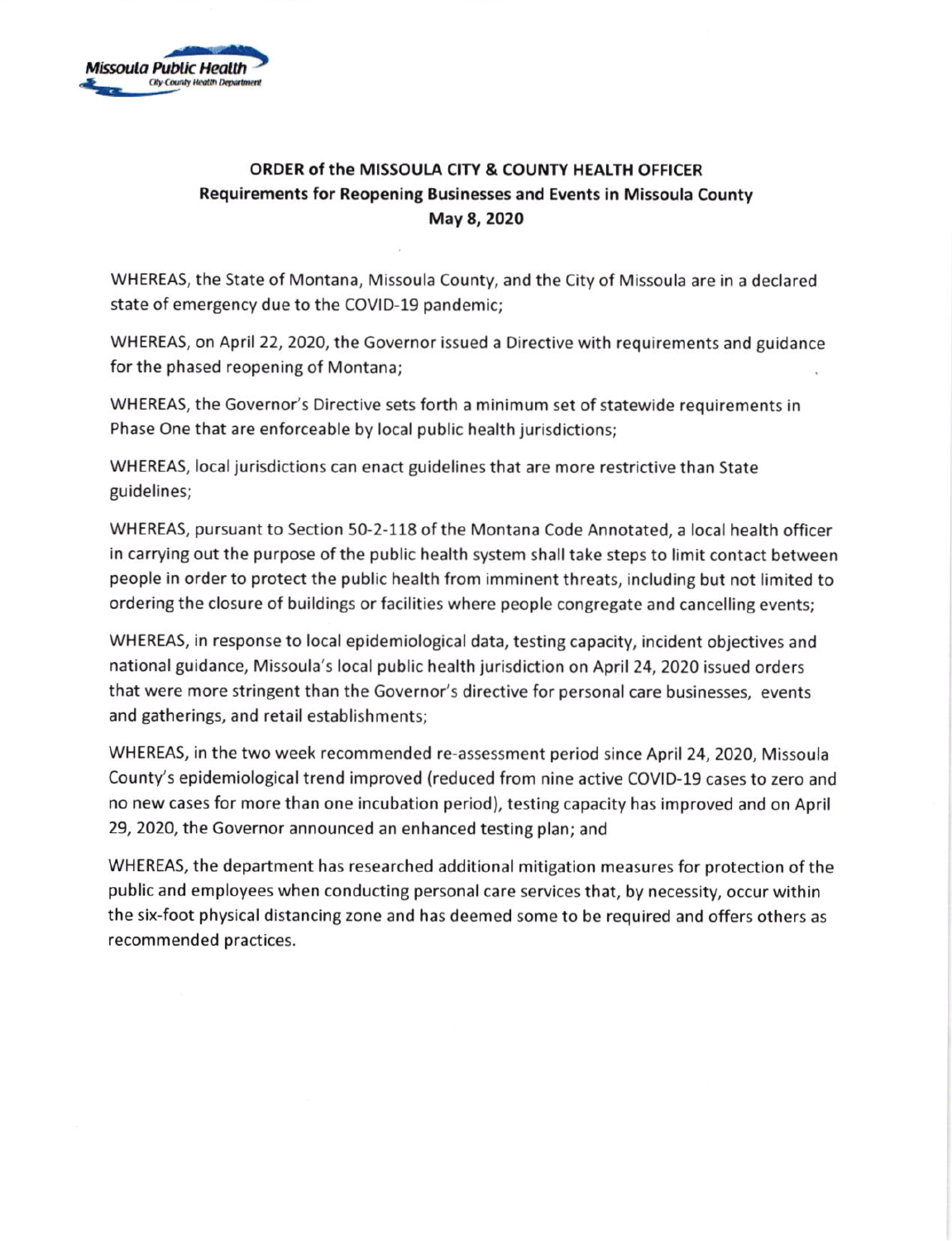Missoula Public Health
City-County Health Department

**ORDER of the MISSOULA CITY & COUNTY HEALTH OFFICER**
**Requirements for Reopening Businesses and Events in Missoula County**
**May 8, 2020**

WHEREAS, the State of Montana, Missoula County, and the City of Missoula are in a declared state of emergency due to the COVID-19 pandemic;

WHEREAS, on April 22, 2020, the Governor issued a Directive with requirements and guidance for the phased reopening of Montana;

WHEREAS, the Governor's Directive sets forth a minimum set of statewide requirements in Phase One that are enforceable by local public health jurisdictions;

WHEREAS, local jurisdictions can enact guidelines that are more restrictive than State guidelines;

WHEREAS, pursuant to Section 50-2-118 of the Montana Code Annotated, a local health officer in carrying out the purpose of the public health system shall take steps to limit contact between people in order to protect the public health from imminent threats, including but not limited to ordering the closure of buildings or facilities where people congregate and cancelling events;

WHEREAS, in response to local epidemiological data, testing capacity, incident objectives and national guidance, Missoula's local public health jurisdiction on April 24, 2020 issued orders that were more stringent than the Governor's directive for personal care businesses, events and gatherings, and retail establishments;

WHEREAS, in the two week recommended re-assessment period since April 24, 2020, Missoula County's epidemiological trend improved (reduced from nine active COVID-19 cases to zero and no new cases for more than one incubation period), testing capacity has improved and on April 29, 2020, the Governor announced an enhanced testing plan; and

WHEREAS, the department has researched additional mitigation measures for protection of the public and employees when conducting personal care services that, by necessity, occur within the six-foot physical distancing zone and has deemed some to be required and offers others as recommended practices.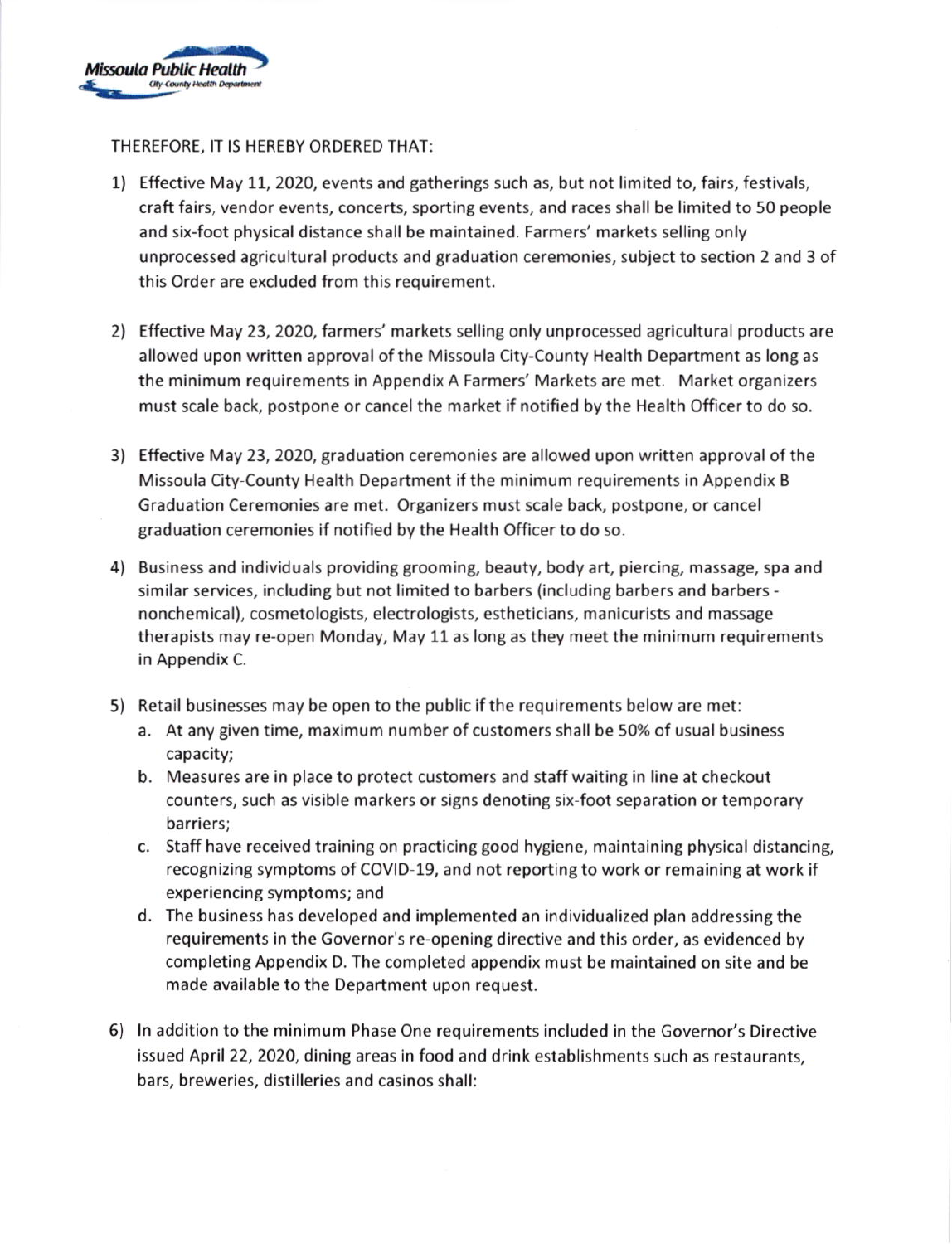THEREFORE, IT IS HEREBY ORDERED THAT:

1) Effective May 11, 2020, events and gatherings such as, but not limited to, fairs, festivals, craft fairs, vendor events, concerts, sporting events, and races shall be limited to 50 people and six-foot physical distance shall be maintained. Farmers' markets selling only unprocessed agricultural products and graduation ceremonies, subject to section 2 and 3 of this Order are excluded from this requirement.

2) Effective May 23, 2020, farmers' markets selling only unprocessed agricultural products are allowed upon written approval of the Missoula City-County Health Department as long as the minimum requirements in Appendix A Farmers' Markets are met. Market organizers must scale back, postpone or cancel the market if notified by the Health Officer to do so.

3) Effective May 23, 2020, graduation ceremonies are allowed upon written approval of the Missoula City-County Health Department if the minimum requirements in Appendix B Graduation Ceremonies are met. Organizers must scale back, postpone, or cancel graduation ceremonies if notified by the Health Officer to do so.

4) Business and individuals providing grooming, beauty, body art, piercing, massage, spa and similar services, including but not limited to barbers (including barbers and barbers - nonchemical), cosmetologists, electrologists, estheticians, manicurists and massage therapists may re-open Monday, May 11 as long as they meet the minimum requirements in Appendix C.

5) Retail businesses may be open to the public if the requirements below are met:
   a. At any given time, maximum number of customers shall be 50% of usual business capacity;
   b. Measures are in place to protect customers and staff waiting in line at checkout counters, such as visible markers or signs denoting six-foot separation or temporary barriers;
   c. Staff have received training on practicing good hygiene, maintaining physical distancing, recognizing symptoms of COVID-19, and not reporting to work or remaining at work if experiencing symptoms; and
   d. The business has developed and implemented an individualized plan addressing the requirements in the Governor's re-opening directive and this order, as evidenced by completing Appendix D. The completed appendix must be maintained on site and be made available to the Department upon request.

6) In addition to the minimum Phase One requirements included in the Governor's Directive issued April 22, 2020, dining areas in food and drink establishments such as restaurants, bars, breweries, distilleries and casinos shall: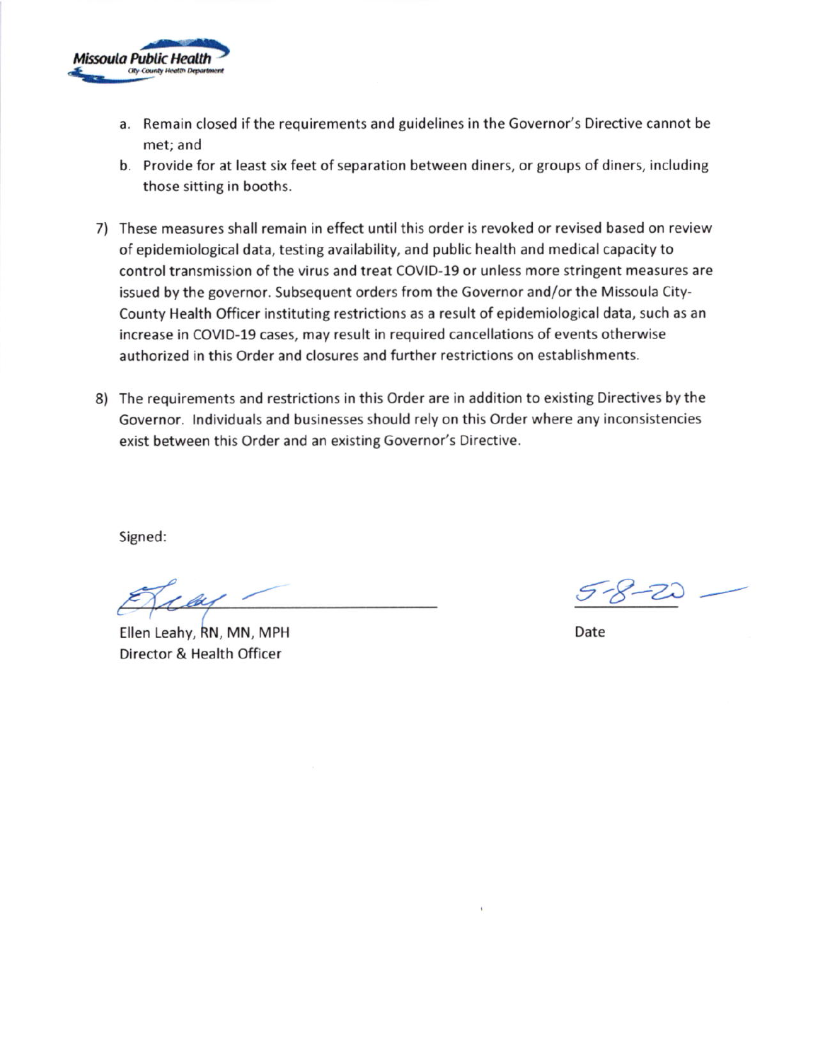a. Remain closed if the requirements and guidelines in the Governor's Directive cannot be met; and
b. Provide for at least six feet of separation between diners, or groups of diners, including those sitting in booths.

7) These measures shall remain in effect until this order is revoked or revised based on review of epidemiological data, testing availability, and public health and medical capacity to control transmission of the virus and treat COVID-19 or unless more stringent measures are issued by the governor. Subsequent orders from the Governor and/or the Missoula City-County Health Officer instituting restrictions as a result of epidemiological data, such as an increase in COVID-19 cases, may result in required cancellations of events otherwise authorized in this Order and closures and further restrictions on establishments.

8) The requirements and restrictions in this Order are in addition to existing Directives by the Governor. Individuals and businesses should rely on this Order where any inconsistencies exist between this Order and an existing Governor's Directive.

Signed:

Ellen Leahy, RN, MN, MPH
Director & Health Officer

5-8-20

Date